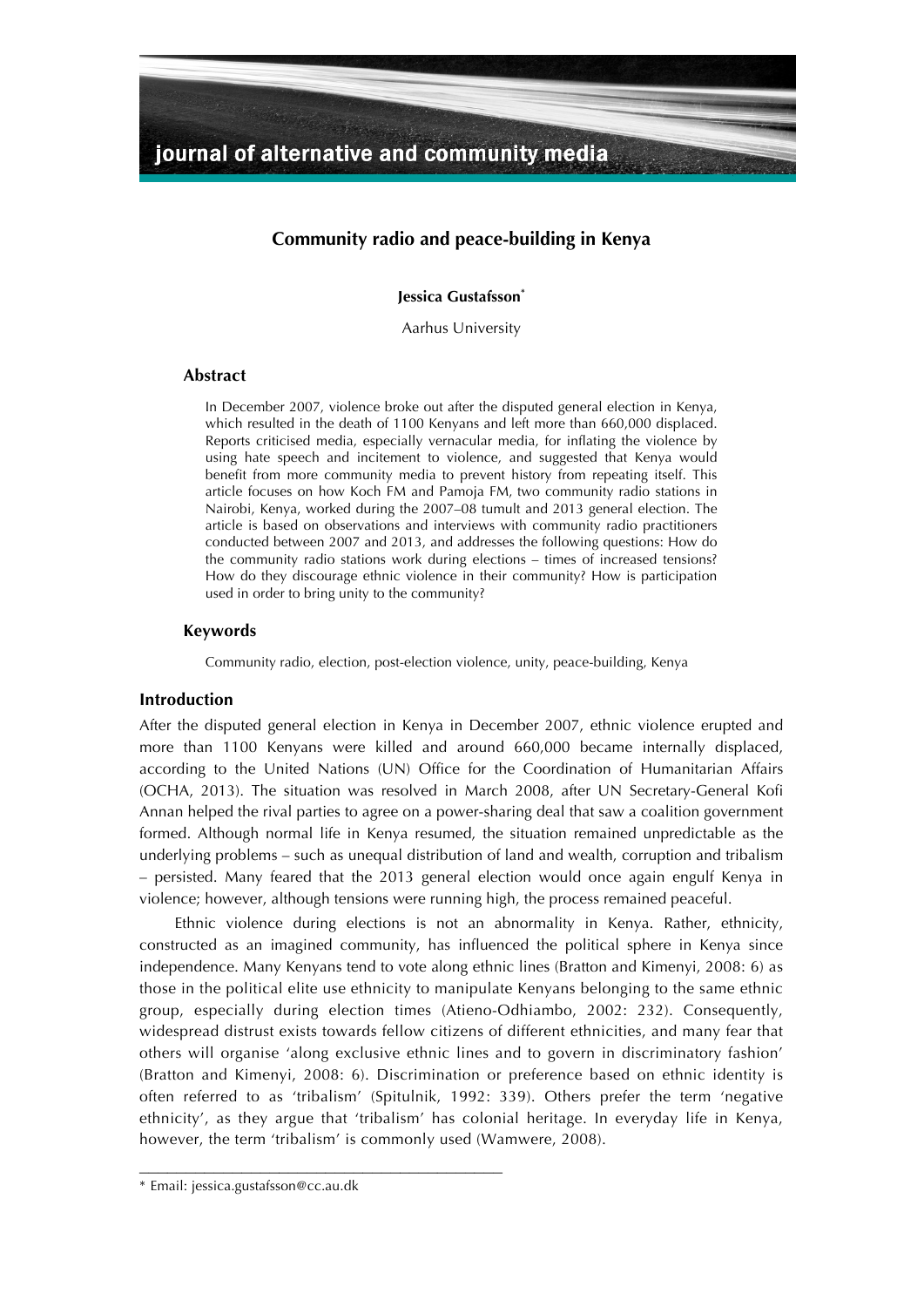# Community radio and peace-building in Kenya

**Jessica Gustafsson**[*]

Aarhus University

## Abstract

In December 2007, violence broke out after the disputed general election in Kenya, which resulted in the death of 1100 Kenyans and left more than 660,000 displaced. Reports criticised media, especially vernacular media, for inflating the violence by using hate speech and incitement to violence, and suggested that Kenya would benefit from more community media to prevent history from repeating itself. This article focuses on how Koch FM and Pamoja FM, two community radio stations in Nairobi, Kenya, worked during the 2007–08 tumult and 2013 general election. The article is based on observations and interviews with community radio practitioners conducted between 2007 and 2013, and addresses the following questions: How do the community radio stations work during elections – times of increased tensions? How do they discourage ethnic violence in their community? How is participation used in order to bring unity to the community?

## Keywords

Community radio, election, post-election violence, unity, peace-building, Kenya

## Introduction

After the disputed general election in Kenya in December 2007, ethnic violence erupted and more than 1100 Kenyans were killed and around 660,000 became internally displaced, according to the United Nations (UN) Office for the Coordination of Humanitarian Affairs (OCHA, 2013). The situation was resolved in March 2008, after UN Secretary-General Kofi Annan helped the rival parties to agree on a power-sharing deal that saw a coalition government formed. Although normal life in Kenya resumed, the situation remained unpredictable as the underlying problems – such as unequal distribution of land and wealth, corruption and tribalism – persisted. Many feared that the 2013 general election would once again engulf Kenya in violence; however, although tensions were running high, the process remained peaceful.

Ethnic violence during elections is not an abnormality in Kenya. Rather, ethnicity, constructed as an imagined community, has influenced the political sphere in Kenya since independence. Many Kenyans tend to vote along ethnic lines (Bratton and Kimenyi, 2008: 6) as those in the political elite use ethnicity to manipulate Kenyans belonging to the same ethnic group, especially during election times (Atieno-Odhiambo, 2002: 232). Consequently, widespread distrust exists towards fellow citizens of different ethnicities, and many fear that others will organise 'along exclusive ethnic lines and to govern in discriminatory fashion' (Bratton and Kimenyi, 2008: 6). Discrimination or preference based on ethnic identity is often referred to as 'tribalism' (Spitulnik, 1992: 339). Others prefer the term 'negative ethnicity', as they argue that 'tribalism' has colonial heritage. In everyday life in Kenya, however, the term 'tribalism' is commonly used (Wamwere, 2008).

---

[*] Email: jessica.gustafsson@cc.au.dk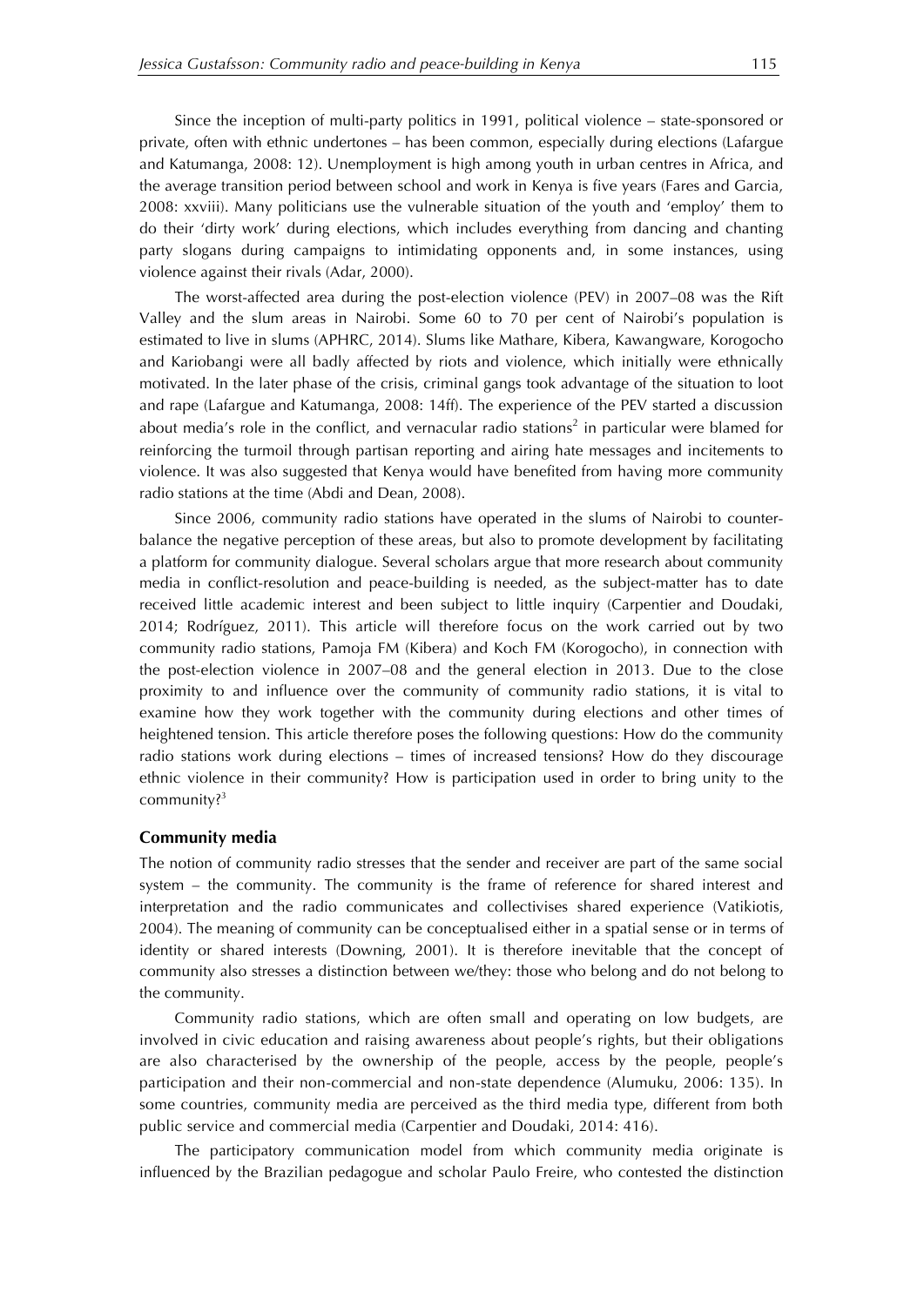Since the inception of multi-party politics in 1991, political violence – state-sponsored or private, often with ethnic undertones – has been common, especially during elections (Lafargue and Katumanga, 2008: 12). Unemployment is high among youth in urban centres in Africa, and the average transition period between school and work in Kenya is five years (Fares and Garcia, 2008: xxviii). Many politicians use the vulnerable situation of the youth and 'employ' them to do their 'dirty work' during elections, which includes everything from dancing and chanting party slogans during campaigns to intimidating opponents and, in some instances, using violence against their rivals (Adar, 2000).

The worst-affected area during the post-election violence (PEV) in 2007–08 was the Rift Valley and the slum areas in Nairobi. Some 60 to 70 per cent of Nairobi's population is estimated to live in slums (APHRC, 2014). Slums like Mathare, Kibera, Kawangware, Korogocho and Kariobangi were all badly affected by riots and violence, which initially were ethnically motivated. In the later phase of the crisis, criminal gangs took advantage of the situation to loot and rape (Lafargue and Katumanga, 2008: 14ff). The experience of the PEV started a discussion about media's role in the conflict, and vernacular radio stations[2] in particular were blamed for reinforcing the turmoil through partisan reporting and airing hate messages and incitements to violence. It was also suggested that Kenya would have benefited from having more community radio stations at the time (Abdi and Dean, 2008).

Since 2006, community radio stations have operated in the slums of Nairobi to counterbalance the negative perception of these areas, but also to promote development by facilitating a platform for community dialogue. Several scholars argue that more research about community media in conflict-resolution and peace-building is needed, as the subject-matter has to date received little academic interest and been subject to little inquiry (Carpentier and Doudaki, 2014; Rodríguez, 2011). This article will therefore focus on the work carried out by two community radio stations, Pamoja FM (Kibera) and Koch FM (Korogocho), in connection with the post-election violence in 2007–08 and the general election in 2013. Due to the close proximity to and influence over the community of community radio stations, it is vital to examine how they work together with the community during elections and other times of heightened tension. This article therefore poses the following questions: How do the community radio stations work during elections – times of increased tensions? How do they discourage ethnic violence in their community? How is participation used in order to bring unity to the community?[3]

## Community media

The notion of community radio stresses that the sender and receiver are part of the same social system – the community. The community is the frame of reference for shared interest and interpretation and the radio communicates and collectivises shared experience (Vatikiotis, 2004). The meaning of community can be conceptualised either in a spatial sense or in terms of identity or shared interests (Downing, 2001). It is therefore inevitable that the concept of community also stresses a distinction between we/they: those who belong and do not belong to the community.

Community radio stations, which are often small and operating on low budgets, are involved in civic education and raising awareness about people's rights, but their obligations are also characterised by the ownership of the people, access by the people, people's participation and their non-commercial and non-state dependence (Alumuku, 2006: 135). In some countries, community media are perceived as the third media type, different from both public service and commercial media (Carpentier and Doudaki, 2014: 416).

The participatory communication model from which community media originate is influenced by the Brazilian pedagogue and scholar Paulo Freire, who contested the distinction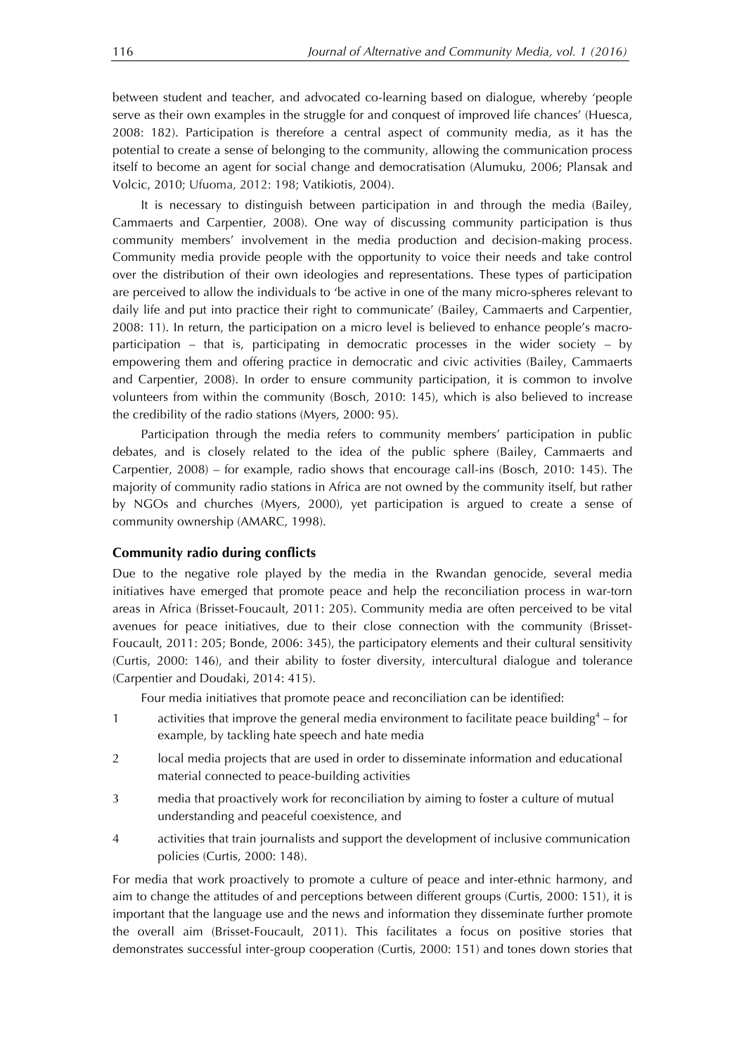between student and teacher, and advocated co-learning based on dialogue, whereby 'people serve as their own examples in the struggle for and conquest of improved life chances' (Huesca, 2008: 182). Participation is therefore a central aspect of community media, as it has the potential to create a sense of belonging to the community, allowing the communication process itself to become an agent for social change and democratisation (Alumuku, 2006; Plansak and Volcic, 2010; Ufuoma, 2012: 198; Vatikiotis, 2004).

It is necessary to distinguish between participation in and through the media (Bailey, Cammaerts and Carpentier, 2008). One way of discussing community participation is thus community members' involvement in the media production and decision-making process. Community media provide people with the opportunity to voice their needs and take control over the distribution of their own ideologies and representations. These types of participation are perceived to allow the individuals to 'be active in one of the many micro-spheres relevant to daily life and put into practice their right to communicate' (Bailey, Cammaerts and Carpentier, 2008: 11). In return, the participation on a micro level is believed to enhance people's macro-participation – that is, participating in democratic processes in the wider society – by empowering them and offering practice in democratic and civic activities (Bailey, Cammaerts and Carpentier, 2008). In order to ensure community participation, it is common to involve volunteers from within the community (Bosch, 2010: 145), which is also believed to increase the credibility of the radio stations (Myers, 2000: 95).

Participation through the media refers to community members' participation in public debates, and is closely related to the idea of the public sphere (Bailey, Cammaerts and Carpentier, 2008) – for example, radio shows that encourage call-ins (Bosch, 2010: 145). The majority of community radio stations in Africa are not owned by the community itself, but rather by NGOs and churches (Myers, 2000), yet participation is argued to create a sense of community ownership (AMARC, 1998).

## Community radio during conflicts

Due to the negative role played by the media in the Rwandan genocide, several media initiatives have emerged that promote peace and help the reconciliation process in war-torn areas in Africa (Brisset-Foucault, 2011: 205). Community media are often perceived to be vital avenues for peace initiatives, due to their close connection with the community (Brisset-Foucault, 2011: 205; Bonde, 2006: 345), the participatory elements and their cultural sensitivity (Curtis, 2000: 146), and their ability to foster diversity, intercultural dialogue and tolerance (Carpentier and Doudaki, 2014: 415).

Four media initiatives that promote peace and reconciliation can be identified:

1. activities that improve the general media environment to facilitate peace building[4] – for example, by tackling hate speech and hate media
2. local media projects that are used in order to disseminate information and educational material connected to peace-building activities
3. media that proactively work for reconciliation by aiming to foster a culture of mutual understanding and peaceful coexistence, and
4. activities that train journalists and support the development of inclusive communication policies (Curtis, 2000: 148).

For media that work proactively to promote a culture of peace and inter-ethnic harmony, and aim to change the attitudes of and perceptions between different groups (Curtis, 2000: 151), it is important that the language use and the news and information they disseminate further promote the overall aim (Brisset-Foucault, 2011). This facilitates a focus on positive stories that demonstrates successful inter-group cooperation (Curtis, 2000: 151) and tones down stories that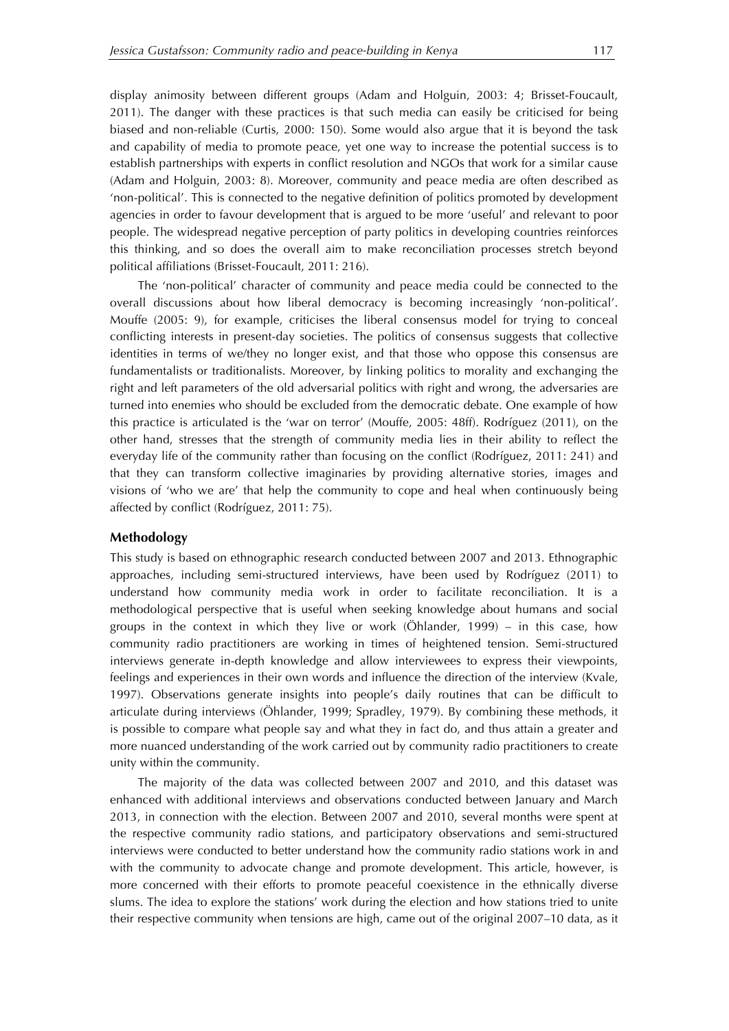display animosity between different groups (Adam and Holguin, 2003: 4; Brisset-Foucault, 2011). The danger with these practices is that such media can easily be criticised for being biased and non-reliable (Curtis, 2000: 150). Some would also argue that it is beyond the task and capability of media to promote peace, yet one way to increase the potential success is to establish partnerships with experts in conflict resolution and NGOs that work for a similar cause (Adam and Holguin, 2003: 8). Moreover, community and peace media are often described as 'non-political'. This is connected to the negative definition of politics promoted by development agencies in order to favour development that is argued to be more 'useful' and relevant to poor people. The widespread negative perception of party politics in developing countries reinforces this thinking, and so does the overall aim to make reconciliation processes stretch beyond political affiliations (Brisset-Foucault, 2011: 216).

The 'non-political' character of community and peace media could be connected to the overall discussions about how liberal democracy is becoming increasingly 'non-political'. Mouffe (2005: 9), for example, criticises the liberal consensus model for trying to conceal conflicting interests in present-day societies. The politics of consensus suggests that collective identities in terms of we/they no longer exist, and that those who oppose this consensus are fundamentalists or traditionalists. Moreover, by linking politics to morality and exchanging the right and left parameters of the old adversarial politics with right and wrong, the adversaries are turned into enemies who should be excluded from the democratic debate. One example of how this practice is articulated is the 'war on terror' (Mouffe, 2005: 48ff). Rodríguez (2011), on the other hand, stresses that the strength of community media lies in their ability to reflect the everyday life of the community rather than focusing on the conflict (Rodríguez, 2011: 241) and that they can transform collective imaginaries by providing alternative stories, images and visions of 'who we are' that help the community to cope and heal when continuously being affected by conflict (Rodríguez, 2011: 75).

## Methodology

This study is based on ethnographic research conducted between 2007 and 2013. Ethnographic approaches, including semi-structured interviews, have been used by Rodríguez (2011) to understand how community media work in order to facilitate reconciliation. It is a methodological perspective that is useful when seeking knowledge about humans and social groups in the context in which they live or work (Öhlander, 1999) – in this case, how community radio practitioners are working in times of heightened tension. Semi-structured interviews generate in-depth knowledge and allow interviewees to express their viewpoints, feelings and experiences in their own words and influence the direction of the interview (Kvale, 1997). Observations generate insights into people's daily routines that can be difficult to articulate during interviews (Öhlander, 1999; Spradley, 1979). By combining these methods, it is possible to compare what people say and what they in fact do, and thus attain a greater and more nuanced understanding of the work carried out by community radio practitioners to create unity within the community.

The majority of the data was collected between 2007 and 2010, and this dataset was enhanced with additional interviews and observations conducted between January and March 2013, in connection with the election. Between 2007 and 2010, several months were spent at the respective community radio stations, and participatory observations and semi-structured interviews were conducted to better understand how the community radio stations work in and with the community to advocate change and promote development. This article, however, is more concerned with their efforts to promote peaceful coexistence in the ethnically diverse slums. The idea to explore the stations' work during the election and how stations tried to unite their respective community when tensions are high, came out of the original 2007–10 data, as it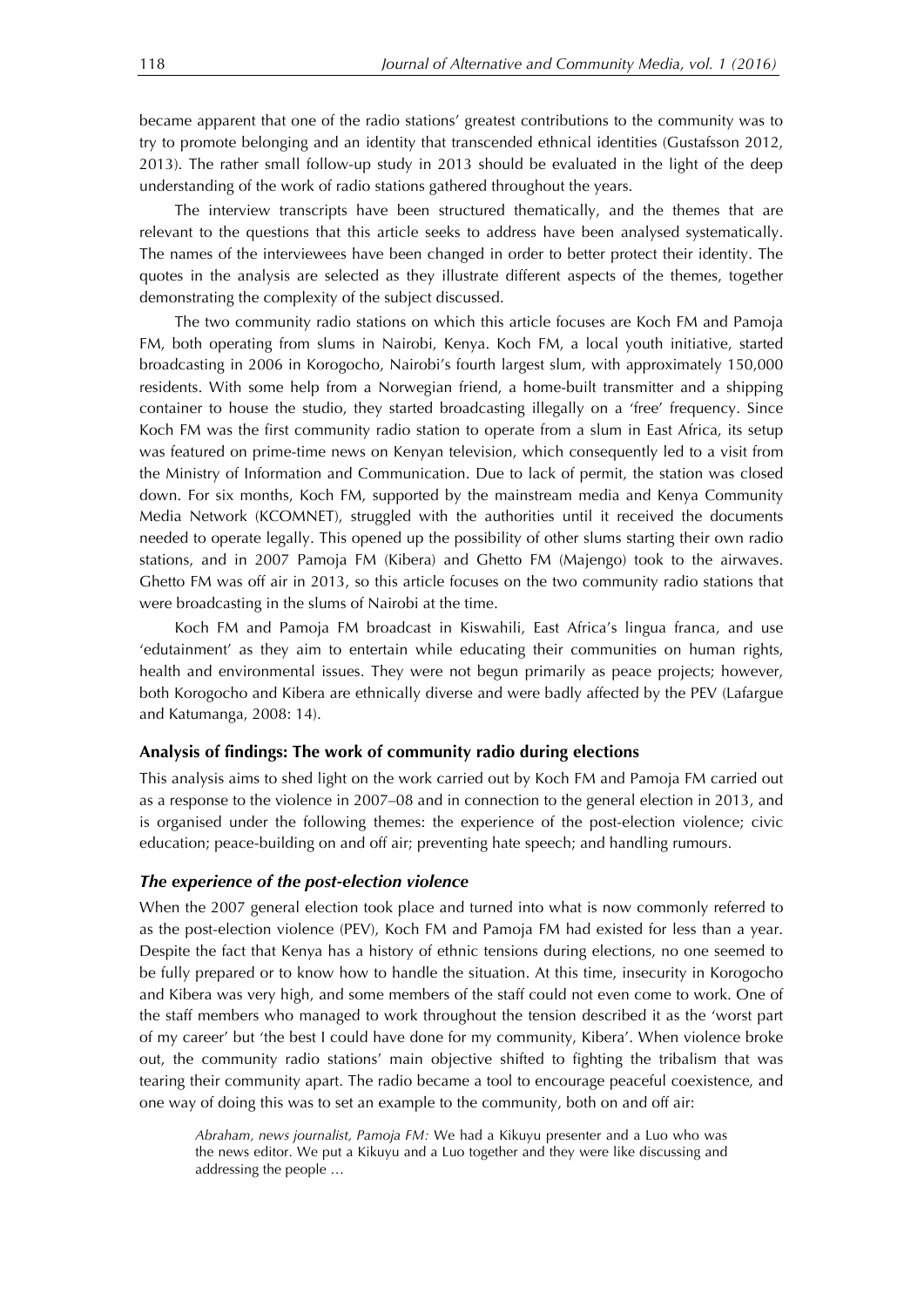became apparent that one of the radio stations' greatest contributions to the community was to try to promote belonging and an identity that transcended ethnical identities (Gustafsson 2012, 2013). The rather small follow-up study in 2013 should be evaluated in the light of the deep understanding of the work of radio stations gathered throughout the years.

The interview transcripts have been structured thematically, and the themes that are relevant to the questions that this article seeks to address have been analysed systematically. The names of the interviewees have been changed in order to better protect their identity. The quotes in the analysis are selected as they illustrate different aspects of the themes, together demonstrating the complexity of the subject discussed.

The two community radio stations on which this article focuses are Koch FM and Pamoja FM, both operating from slums in Nairobi, Kenya. Koch FM, a local youth initiative, started broadcasting in 2006 in Korogocho, Nairobi's fourth largest slum, with approximately 150,000 residents. With some help from a Norwegian friend, a home-built transmitter and a shipping container to house the studio, they started broadcasting illegally on a 'free' frequency. Since Koch FM was the first community radio station to operate from a slum in East Africa, its setup was featured on prime-time news on Kenyan television, which consequently led to a visit from the Ministry of Information and Communication. Due to lack of permit, the station was closed down. For six months, Koch FM, supported by the mainstream media and Kenya Community Media Network (KCOMNET), struggled with the authorities until it received the documents needed to operate legally. This opened up the possibility of other slums starting their own radio stations, and in 2007 Pamoja FM (Kibera) and Ghetto FM (Majengo) took to the airwaves. Ghetto FM was off air in 2013, so this article focuses on the two community radio stations that were broadcasting in the slums of Nairobi at the time.

Koch FM and Pamoja FM broadcast in Kiswahili, East Africa's lingua franca, and use 'edutainment' as they aim to entertain while educating their communities on human rights, health and environmental issues. They were not begun primarily as peace projects; however, both Korogocho and Kibera are ethnically diverse and were badly affected by the PEV (Lafargue and Katumanga, 2008: 14).

### Analysis of findings: The work of community radio during elections

This analysis aims to shed light on the work carried out by Koch FM and Pamoja FM carried out as a response to the violence in 2007–08 and in connection to the general election in 2013, and is organised under the following themes: the experience of the post-election violence; civic education; peace-building on and off air; preventing hate speech; and handling rumours.

#### *The experience of the post-election violence*

When the 2007 general election took place and turned into what is now commonly referred to as the post-election violence (PEV), Koch FM and Pamoja FM had existed for less than a year. Despite the fact that Kenya has a history of ethnic tensions during elections, no one seemed to be fully prepared or to know how to handle the situation. At this time, insecurity in Korogocho and Kibera was very high, and some members of the staff could not even come to work. One of the staff members who managed to work throughout the tension described it as the 'worst part of my career' but 'the best I could have done for my community, Kibera'. When violence broke out, the community radio stations' main objective shifted to fighting the tribalism that was tearing their community apart. The radio became a tool to encourage peaceful coexistence, and one way of doing this was to set an example to the community, both on and off air:

> *Abraham, news journalist, Pamoja FM:* We had a Kikuyu presenter and a Luo who was the news editor. We put a Kikuyu and a Luo together and they were like discussing and addressing the people …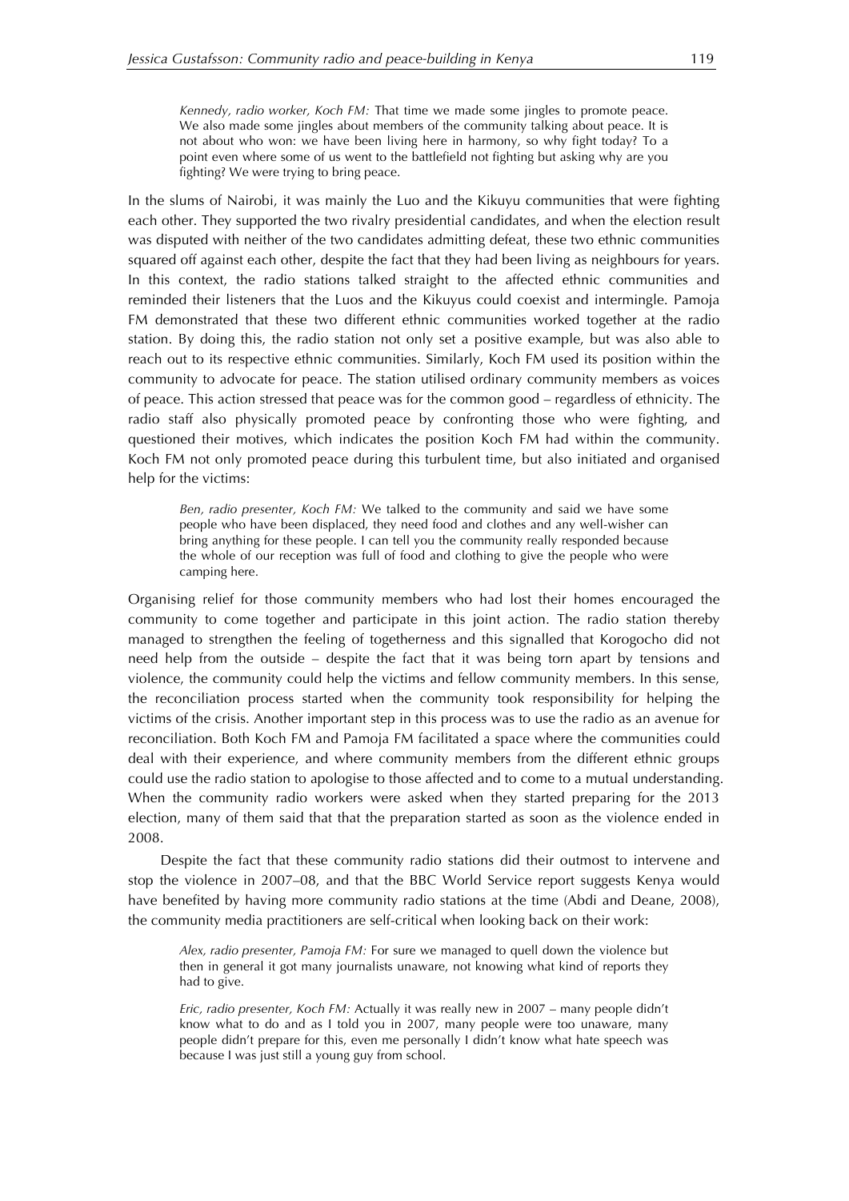*Kennedy, radio worker, Koch FM:* That time we made some jingles to promote peace. We also made some jingles about members of the community talking about peace. It is not about who won: we have been living here in harmony, so why fight today? To a point even where some of us went to the battlefield not fighting but asking why are you fighting? We were trying to bring peace.

In the slums of Nairobi, it was mainly the Luo and the Kikuyu communities that were fighting each other. They supported the two rivalry presidential candidates, and when the election result was disputed with neither of the two candidates admitting defeat, these two ethnic communities squared off against each other, despite the fact that they had been living as neighbours for years. In this context, the radio stations talked straight to the affected ethnic communities and reminded their listeners that the Luos and the Kikuyus could coexist and intermingle. Pamoja FM demonstrated that these two different ethnic communities worked together at the radio station. By doing this, the radio station not only set a positive example, but was also able to reach out to its respective ethnic communities. Similarly, Koch FM used its position within the community to advocate for peace. The station utilised ordinary community members as voices of peace. This action stressed that peace was for the common good – regardless of ethnicity. The radio staff also physically promoted peace by confronting those who were fighting, and questioned their motives, which indicates the position Koch FM had within the community. Koch FM not only promoted peace during this turbulent time, but also initiated and organised help for the victims:

*Ben, radio presenter, Koch FM:* We talked to the community and said we have some people who have been displaced, they need food and clothes and any well-wisher can bring anything for these people. I can tell you the community really responded because the whole of our reception was full of food and clothing to give the people who were camping here.

Organising relief for those community members who had lost their homes encouraged the community to come together and participate in this joint action. The radio station thereby managed to strengthen the feeling of togetherness and this signalled that Korogocho did not need help from the outside – despite the fact that it was being torn apart by tensions and violence, the community could help the victims and fellow community members. In this sense, the reconciliation process started when the community took responsibility for helping the victims of the crisis. Another important step in this process was to use the radio as an avenue for reconciliation. Both Koch FM and Pamoja FM facilitated a space where the communities could deal with their experience, and where community members from the different ethnic groups could use the radio station to apologise to those affected and to come to a mutual understanding. When the community radio workers were asked when they started preparing for the 2013 election, many of them said that that the preparation started as soon as the violence ended in 2008.

Despite the fact that these community radio stations did their outmost to intervene and stop the violence in 2007–08, and that the BBC World Service report suggests Kenya would have benefited by having more community radio stations at the time (Abdi and Deane, 2008), the community media practitioners are self-critical when looking back on their work:

*Alex, radio presenter, Pamoja FM:* For sure we managed to quell down the violence but then in general it got many journalists unaware, not knowing what kind of reports they had to give.

*Eric, radio presenter, Koch FM:* Actually it was really new in 2007 – many people didn't know what to do and as I told you in 2007, many people were too unaware, many people didn't prepare for this, even me personally I didn't know what hate speech was because I was just still a young guy from school.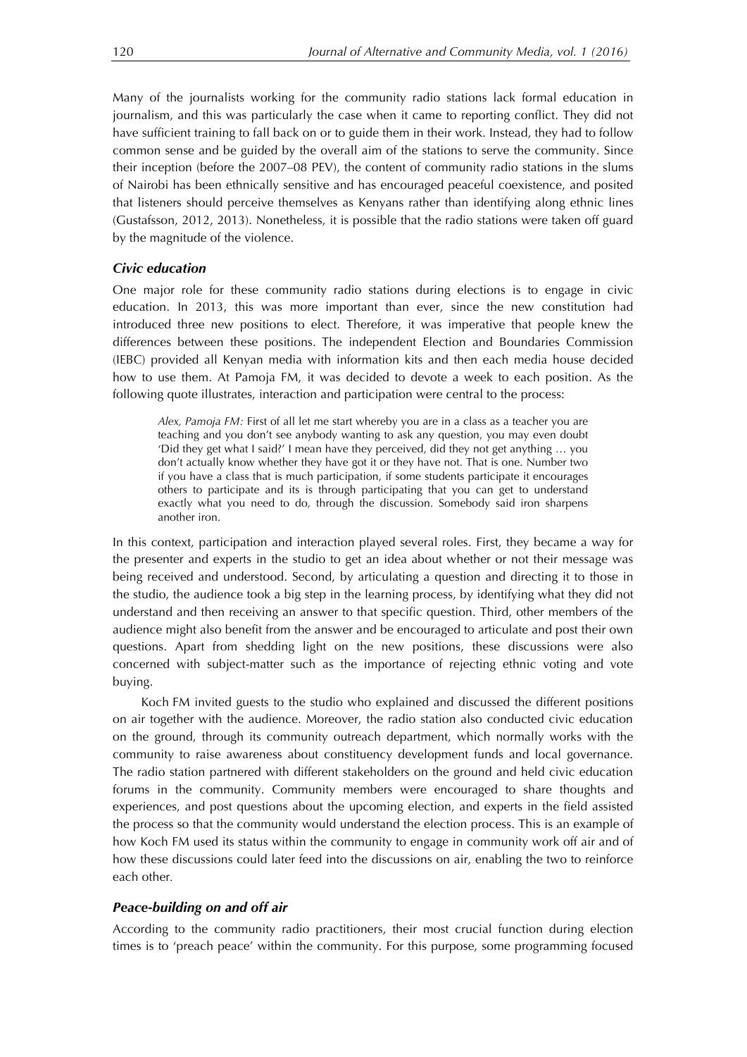Many of the journalists working for the community radio stations lack formal education in journalism, and this was particularly the case when it came to reporting conflict. They did not have sufficient training to fall back on or to guide them in their work. Instead, they had to follow common sense and be guided by the overall aim of the stations to serve the community. Since their inception (before the 2007–08 PEV), the content of community radio stations in the slums of Nairobi has been ethnically sensitive and has encouraged peaceful coexistence, and posited that listeners should perceive themselves as Kenyans rather than identifying along ethnic lines (Gustafsson, 2012, 2013). Nonetheless, it is possible that the radio stations were taken off guard by the magnitude of the violence.

### *Civic education*

One major role for these community radio stations during elections is to engage in civic education. In 2013, this was more important than ever, since the new constitution had introduced three new positions to elect. Therefore, it was imperative that people knew the differences between these positions. The independent Election and Boundaries Commission (IEBC) provided all Kenyan media with information kits and then each media house decided how to use them. At Pamoja FM, it was decided to devote a week to each position. As the following quote illustrates, interaction and participation were central to the process:

> *Alex, Pamoja FM:* First of all let me start whereby you are in a class as a teacher you are teaching and you don't see anybody wanting to ask any question, you may even doubt 'Did they get what I said?' I mean have they perceived, did they not get anything … you don't actually know whether they have got it or they have not. That is one. Number two if you have a class that is much participation, if some students participate it encourages others to participate and its is through participating that you can get to understand exactly what you need to do, through the discussion. Somebody said iron sharpens another iron.

In this context, participation and interaction played several roles. First, they became a way for the presenter and experts in the studio to get an idea about whether or not their message was being received and understood. Second, by articulating a question and directing it to those in the studio, the audience took a big step in the learning process, by identifying what they did not understand and then receiving an answer to that specific question. Third, other members of the audience might also benefit from the answer and be encouraged to articulate and post their own questions. Apart from shedding light on the new positions, these discussions were also concerned with subject-matter such as the importance of rejecting ethnic voting and vote buying.

Koch FM invited guests to the studio who explained and discussed the different positions on air together with the audience. Moreover, the radio station also conducted civic education on the ground, through its community outreach department, which normally works with the community to raise awareness about constituency development funds and local governance. The radio station partnered with different stakeholders on the ground and held civic education forums in the community. Community members were encouraged to share thoughts and experiences, and post questions about the upcoming election, and experts in the field assisted the process so that the community would understand the election process. This is an example of how Koch FM used its status within the community to engage in community work off air and of how these discussions could later feed into the discussions on air, enabling the two to reinforce each other.

### *Peace-building on and off air*

According to the community radio practitioners, their most crucial function during election times is to 'preach peace' within the community. For this purpose, some programming focused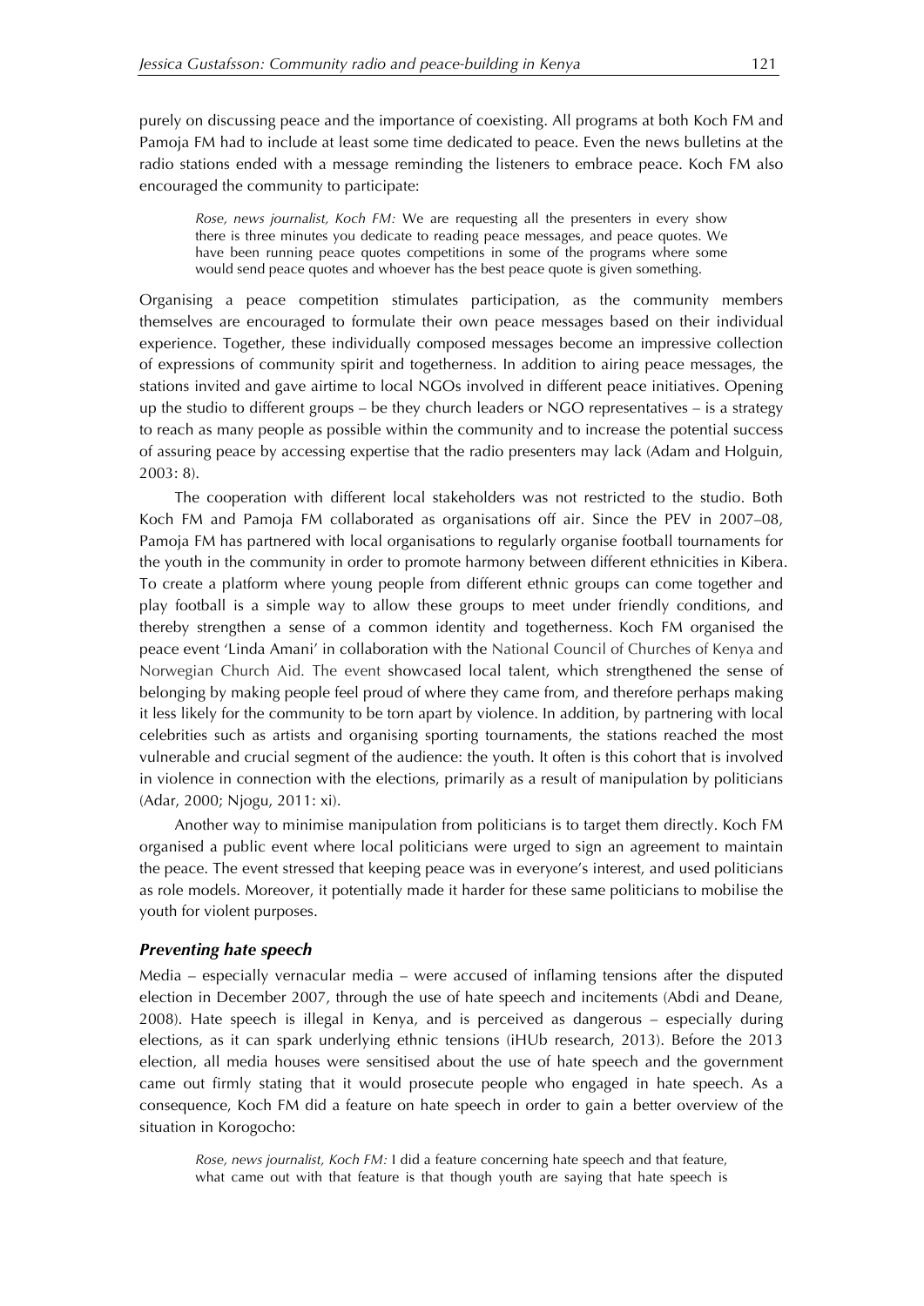purely on discussing peace and the importance of coexisting. All programs at both Koch FM and Pamoja FM had to include at least some time dedicated to peace. Even the news bulletins at the radio stations ended with a message reminding the listeners to embrace peace. Koch FM also encouraged the community to participate:

> *Rose, news journalist, Koch FM:* We are requesting all the presenters in every show there is three minutes you dedicate to reading peace messages, and peace quotes. We have been running peace quotes competitions in some of the programs where some would send peace quotes and whoever has the best peace quote is given something.

Organising a peace competition stimulates participation, as the community members themselves are encouraged to formulate their own peace messages based on their individual experience. Together, these individually composed messages become an impressive collection of expressions of community spirit and togetherness. In addition to airing peace messages, the stations invited and gave airtime to local NGOs involved in different peace initiatives. Opening up the studio to different groups – be they church leaders or NGO representatives – is a strategy to reach as many people as possible within the community and to increase the potential success of assuring peace by accessing expertise that the radio presenters may lack (Adam and Holguin, 2003: 8).

The cooperation with different local stakeholders was not restricted to the studio. Both Koch FM and Pamoja FM collaborated as organisations off air. Since the PEV in 2007–08, Pamoja FM has partnered with local organisations to regularly organise football tournaments for the youth in the community in order to promote harmony between different ethnicities in Kibera. To create a platform where young people from different ethnic groups can come together and play football is a simple way to allow these groups to meet under friendly conditions, and thereby strengthen a sense of a common identity and togetherness. Koch FM organised the peace event 'Linda Amani' in collaboration with the National Council of Churches of Kenya and Norwegian Church Aid. The event showcased local talent, which strengthened the sense of belonging by making people feel proud of where they came from, and therefore perhaps making it less likely for the community to be torn apart by violence. In addition, by partnering with local celebrities such as artists and organising sporting tournaments, the stations reached the most vulnerable and crucial segment of the audience: the youth. It often is this cohort that is involved in violence in connection with the elections, primarily as a result of manipulation by politicians (Adar, 2000; Njogu, 2011: xi).

Another way to minimise manipulation from politicians is to target them directly. Koch FM organised a public event where local politicians were urged to sign an agreement to maintain the peace. The event stressed that keeping peace was in everyone's interest, and used politicians as role models. Moreover, it potentially made it harder for these same politicians to mobilise the youth for violent purposes.

### *Preventing hate speech*

Media – especially vernacular media – were accused of inflaming tensions after the disputed election in December 2007, through the use of hate speech and incitements (Abdi and Deane, 2008). Hate speech is illegal in Kenya, and is perceived as dangerous – especially during elections, as it can spark underlying ethnic tensions (iHUb research, 2013). Before the 2013 election, all media houses were sensitised about the use of hate speech and the government came out firmly stating that it would prosecute people who engaged in hate speech. As a consequence, Koch FM did a feature on hate speech in order to gain a better overview of the situation in Korogocho:

> *Rose, news journalist, Koch FM:* I did a feature concerning hate speech and that feature, what came out with that feature is that though youth are saying that hate speech is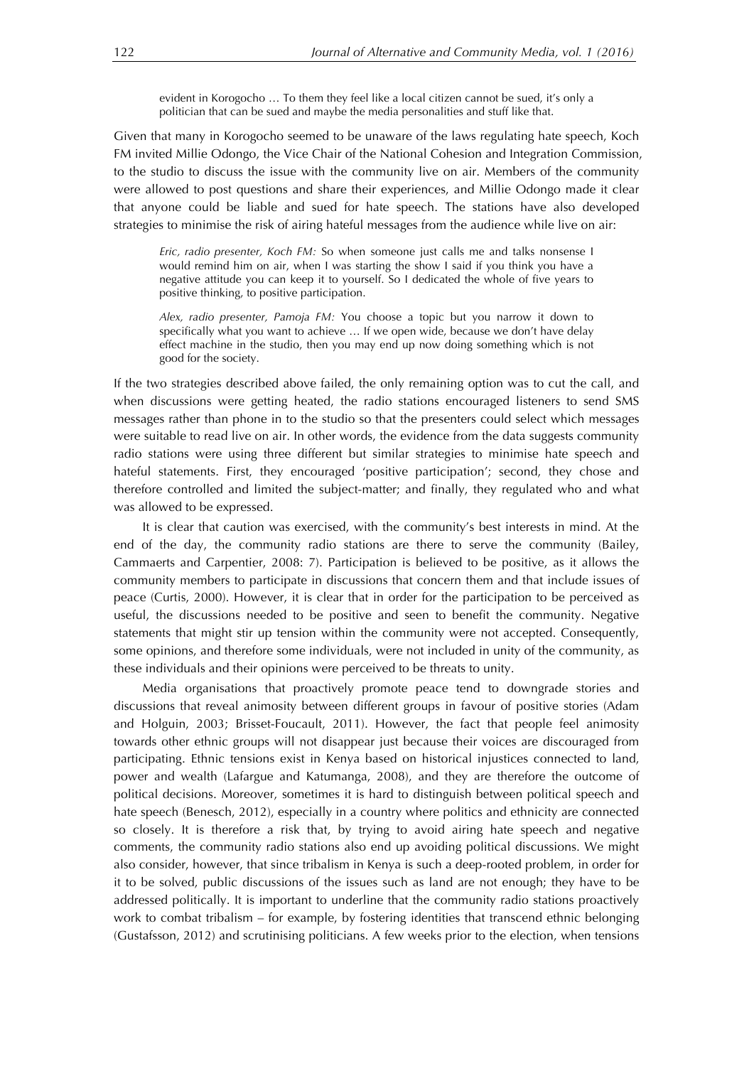> evident in Korogocho … To them they feel like a local citizen cannot be sued, it's only a politician that can be sued and maybe the media personalities and stuff like that.

Given that many in Korogocho seemed to be unaware of the laws regulating hate speech, Koch FM invited Millie Odongo, the Vice Chair of the National Cohesion and Integration Commission, to the studio to discuss the issue with the community live on air. Members of the community were allowed to post questions and share their experiences, and Millie Odongo made it clear that anyone could be liable and sued for hate speech. The stations have also developed strategies to minimise the risk of airing hateful messages from the audience while live on air:

> *Eric, radio presenter, Koch FM:* So when someone just calls me and talks nonsense I would remind him on air, when I was starting the show I said if you think you have a negative attitude you can keep it to yourself. So I dedicated the whole of five years to positive thinking, to positive participation.

> *Alex, radio presenter, Pamoja FM:* You choose a topic but you narrow it down to specifically what you want to achieve … If we open wide, because we don't have delay effect machine in the studio, then you may end up now doing something which is not good for the society.

If the two strategies described above failed, the only remaining option was to cut the call, and when discussions were getting heated, the radio stations encouraged listeners to send SMS messages rather than phone in to the studio so that the presenters could select which messages were suitable to read live on air. In other words, the evidence from the data suggests community radio stations were using three different but similar strategies to minimise hate speech and hateful statements. First, they encouraged 'positive participation'; second, they chose and therefore controlled and limited the subject-matter; and finally, they regulated who and what was allowed to be expressed.

It is clear that caution was exercised, with the community's best interests in mind. At the end of the day, the community radio stations are there to serve the community (Bailey, Cammaerts and Carpentier, 2008: 7). Participation is believed to be positive, as it allows the community members to participate in discussions that concern them and that include issues of peace (Curtis, 2000). However, it is clear that in order for the participation to be perceived as useful, the discussions needed to be positive and seen to benefit the community. Negative statements that might stir up tension within the community were not accepted. Consequently, some opinions, and therefore some individuals, were not included in unity of the community, as these individuals and their opinions were perceived to be threats to unity.

Media organisations that proactively promote peace tend to downgrade stories and discussions that reveal animosity between different groups in favour of positive stories (Adam and Holguin, 2003; Brisset-Foucault, 2011). However, the fact that people feel animosity towards other ethnic groups will not disappear just because their voices are discouraged from participating. Ethnic tensions exist in Kenya based on historical injustices connected to land, power and wealth (Lafargue and Katumanga, 2008), and they are therefore the outcome of political decisions. Moreover, sometimes it is hard to distinguish between political speech and hate speech (Benesch, 2012), especially in a country where politics and ethnicity are connected so closely. It is therefore a risk that, by trying to avoid airing hate speech and negative comments, the community radio stations also end up avoiding political discussions. We might also consider, however, that since tribalism in Kenya is such a deep-rooted problem, in order for it to be solved, public discussions of the issues such as land are not enough; they have to be addressed politically. It is important to underline that the community radio stations proactively work to combat tribalism – for example, by fostering identities that transcend ethnic belonging (Gustafsson, 2012) and scrutinising politicians. A few weeks prior to the election, when tensions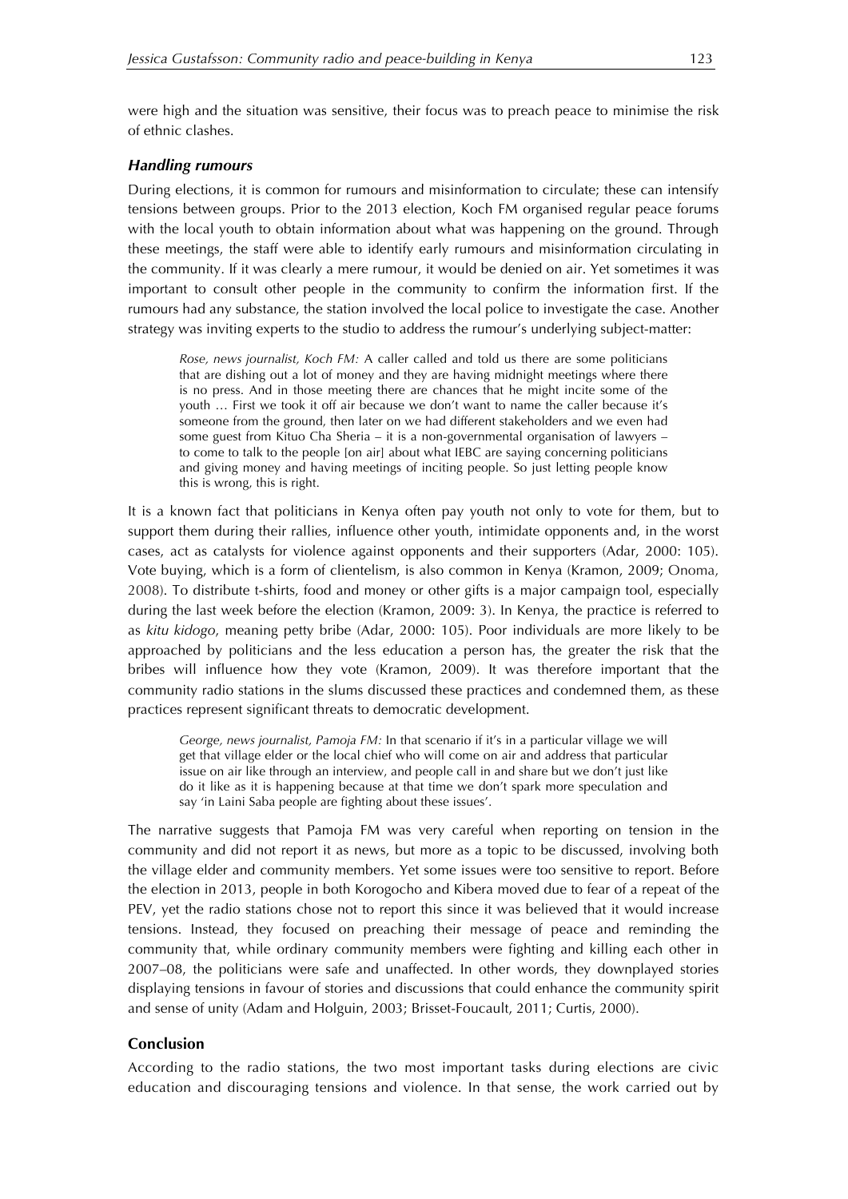were high and the situation was sensitive, their focus was to preach peace to minimise the risk of ethnic clashes.

### *Handling rumours*

During elections, it is common for rumours and misinformation to circulate; these can intensify tensions between groups. Prior to the 2013 election, Koch FM organised regular peace forums with the local youth to obtain information about what was happening on the ground. Through these meetings, the staff were able to identify early rumours and misinformation circulating in the community. If it was clearly a mere rumour, it would be denied on air. Yet sometimes it was important to consult other people in the community to confirm the information first. If the rumours had any substance, the station involved the local police to investigate the case. Another strategy was inviting experts to the studio to address the rumour's underlying subject-matter:

> *Rose, news journalist, Koch FM:* A caller called and told us there are some politicians that are dishing out a lot of money and they are having midnight meetings where there is no press. And in those meeting there are chances that he might incite some of the youth … First we took it off air because we don't want to name the caller because it's someone from the ground, then later on we had different stakeholders and we even had some guest from Kituo Cha Sheria – it is a non-governmental organisation of lawyers – to come to talk to the people [on air] about what IEBC are saying concerning politicians and giving money and having meetings of inciting people. So just letting people know this is wrong, this is right.

It is a known fact that politicians in Kenya often pay youth not only to vote for them, but to support them during their rallies, influence other youth, intimidate opponents and, in the worst cases, act as catalysts for violence against opponents and their supporters (Adar, 2000: 105). Vote buying, which is a form of clientelism, is also common in Kenya (Kramon, 2009; Onoma, 2008). To distribute t-shirts, food and money or other gifts is a major campaign tool, especially during the last week before the election (Kramon, 2009: 3). In Kenya, the practice is referred to as *kitu kidogo*, meaning petty bribe (Adar, 2000: 105). Poor individuals are more likely to be approached by politicians and the less education a person has, the greater the risk that the bribes will influence how they vote (Kramon, 2009). It was therefore important that the community radio stations in the slums discussed these practices and condemned them, as these practices represent significant threats to democratic development.

> *George, news journalist, Pamoja FM:* In that scenario if it's in a particular village we will get that village elder or the local chief who will come on air and address that particular issue on air like through an interview, and people call in and share but we don't just like do it like as it is happening because at that time we don't spark more speculation and say 'in Laini Saba people are fighting about these issues'.

The narrative suggests that Pamoja FM was very careful when reporting on tension in the community and did not report it as news, but more as a topic to be discussed, involving both the village elder and community members. Yet some issues were too sensitive to report. Before the election in 2013, people in both Korogocho and Kibera moved due to fear of a repeat of the PEV, yet the radio stations chose not to report this since it was believed that it would increase tensions. Instead, they focused on preaching their message of peace and reminding the community that, while ordinary community members were fighting and killing each other in 2007–08, the politicians were safe and unaffected. In other words, they downplayed stories displaying tensions in favour of stories and discussions that could enhance the community spirit and sense of unity (Adam and Holguin, 2003; Brisset-Foucault, 2011; Curtis, 2000).

## Conclusion

According to the radio stations, the two most important tasks during elections are civic education and discouraging tensions and violence. In that sense, the work carried out by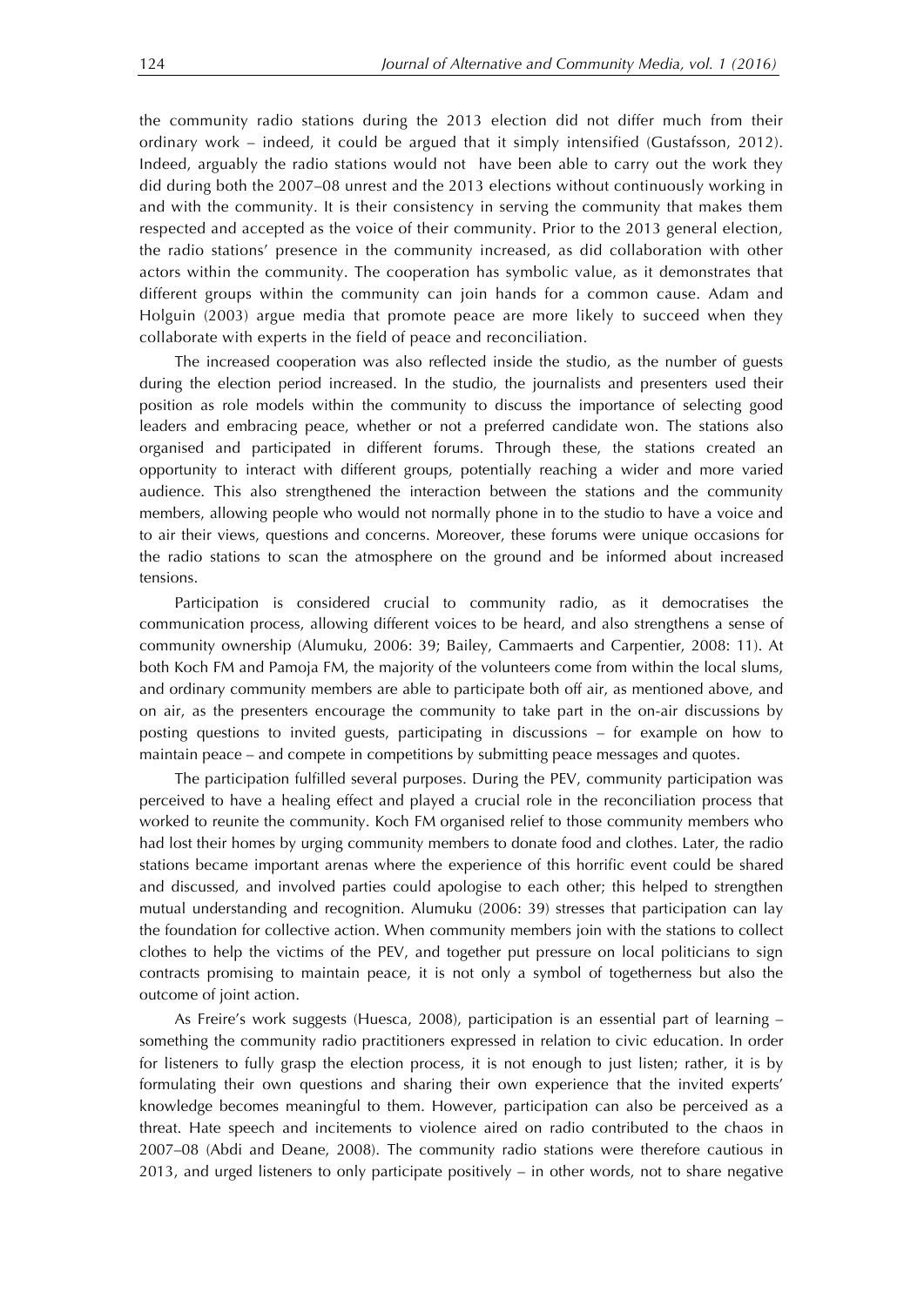the community radio stations during the 2013 election did not differ much from their ordinary work – indeed, it could be argued that it simply intensified (Gustafsson, 2012). Indeed, arguably the radio stations would not have been able to carry out the work they did during both the 2007–08 unrest and the 2013 elections without continuously working in and with the community. It is their consistency in serving the community that makes them respected and accepted as the voice of their community. Prior to the 2013 general election, the radio stations' presence in the community increased, as did collaboration with other actors within the community. The cooperation has symbolic value, as it demonstrates that different groups within the community can join hands for a common cause. Adam and Holguin (2003) argue media that promote peace are more likely to succeed when they collaborate with experts in the field of peace and reconciliation.

The increased cooperation was also reflected inside the studio, as the number of guests during the election period increased. In the studio, the journalists and presenters used their position as role models within the community to discuss the importance of selecting good leaders and embracing peace, whether or not a preferred candidate won. The stations also organised and participated in different forums. Through these, the stations created an opportunity to interact with different groups, potentially reaching a wider and more varied audience. This also strengthened the interaction between the stations and the community members, allowing people who would not normally phone in to the studio to have a voice and to air their views, questions and concerns. Moreover, these forums were unique occasions for the radio stations to scan the atmosphere on the ground and be informed about increased tensions.

Participation is considered crucial to community radio, as it democratises the communication process, allowing different voices to be heard, and also strengthens a sense of community ownership (Alumuku, 2006: 39; Bailey, Cammaerts and Carpentier, 2008: 11). At both Koch FM and Pamoja FM, the majority of the volunteers come from within the local slums, and ordinary community members are able to participate both off air, as mentioned above, and on air, as the presenters encourage the community to take part in the on-air discussions by posting questions to invited guests, participating in discussions – for example on how to maintain peace – and compete in competitions by submitting peace messages and quotes.

The participation fulfilled several purposes. During the PEV, community participation was perceived to have a healing effect and played a crucial role in the reconciliation process that worked to reunite the community. Koch FM organised relief to those community members who had lost their homes by urging community members to donate food and clothes. Later, the radio stations became important arenas where the experience of this horrific event could be shared and discussed, and involved parties could apologise to each other; this helped to strengthen mutual understanding and recognition. Alumuku (2006: 39) stresses that participation can lay the foundation for collective action. When community members join with the stations to collect clothes to help the victims of the PEV, and together put pressure on local politicians to sign contracts promising to maintain peace, it is not only a symbol of togetherness but also the outcome of joint action.

As Freire's work suggests (Huesca, 2008), participation is an essential part of learning – something the community radio practitioners expressed in relation to civic education. In order for listeners to fully grasp the election process, it is not enough to just listen; rather, it is by formulating their own questions and sharing their own experience that the invited experts' knowledge becomes meaningful to them. However, participation can also be perceived as a threat. Hate speech and incitements to violence aired on radio contributed to the chaos in 2007–08 (Abdi and Deane, 2008). The community radio stations were therefore cautious in 2013, and urged listeners to only participate positively – in other words, not to share negative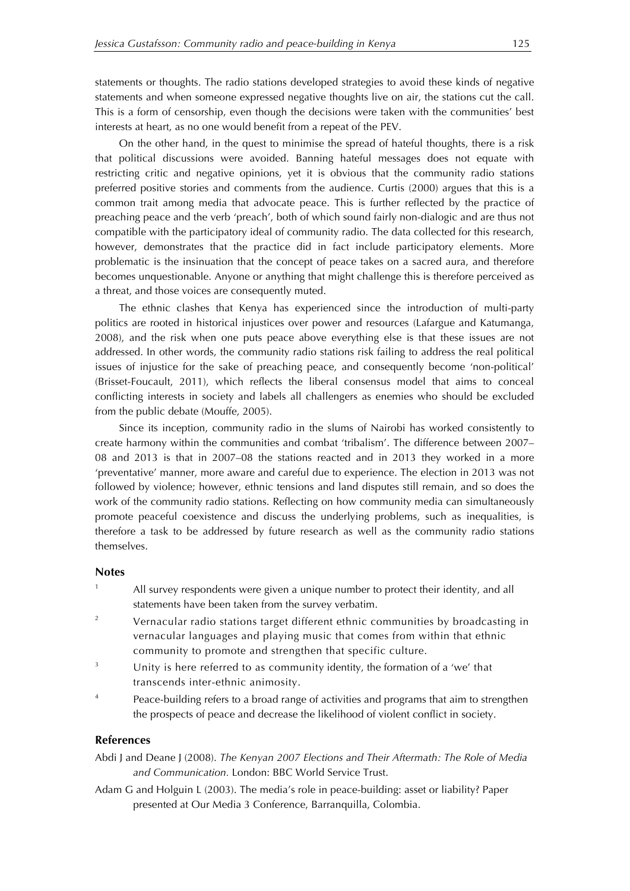statements or thoughts. The radio stations developed strategies to avoid these kinds of negative statements and when someone expressed negative thoughts live on air, the stations cut the call. This is a form of censorship, even though the decisions were taken with the communities' best interests at heart, as no one would benefit from a repeat of the PEV.

On the other hand, in the quest to minimise the spread of hateful thoughts, there is a risk that political discussions were avoided. Banning hateful messages does not equate with restricting critic and negative opinions, yet it is obvious that the community radio stations preferred positive stories and comments from the audience. Curtis (2000) argues that this is a common trait among media that advocate peace. This is further reflected by the practice of preaching peace and the verb 'preach', both of which sound fairly non-dialogic and are thus not compatible with the participatory ideal of community radio. The data collected for this research, however, demonstrates that the practice did in fact include participatory elements. More problematic is the insinuation that the concept of peace takes on a sacred aura, and therefore becomes unquestionable. Anyone or anything that might challenge this is therefore perceived as a threat, and those voices are consequently muted.

The ethnic clashes that Kenya has experienced since the introduction of multi-party politics are rooted in historical injustices over power and resources (Lafargue and Katumanga, 2008), and the risk when one puts peace above everything else is that these issues are not addressed. In other words, the community radio stations risk failing to address the real political issues of injustice for the sake of preaching peace, and consequently become 'non-political' (Brisset-Foucault, 2011), which reflects the liberal consensus model that aims to conceal conflicting interests in society and labels all challengers as enemies who should be excluded from the public debate (Mouffe, 2005).

Since its inception, community radio in the slums of Nairobi has worked consistently to create harmony within the communities and combat 'tribalism'. The difference between 2007–08 and 2013 is that in 2007–08 the stations reacted and in 2013 they worked in a more 'preventative' manner, more aware and careful due to experience. The election in 2013 was not followed by violence; however, ethnic tensions and land disputes still remain, and so does the work of the community radio stations. Reflecting on how community media can simultaneously promote peaceful coexistence and discuss the underlying problems, such as inequalities, is therefore a task to be addressed by future research as well as the community radio stations themselves.

## Notes

1. All survey respondents were given a unique number to protect their identity, and all statements have been taken from the survey verbatim.
2. Vernacular radio stations target different ethnic communities by broadcasting in vernacular languages and playing music that comes from within that ethnic community to promote and strengthen that specific culture.
3. Unity is here referred to as community identity, the formation of a 'we' that transcends inter-ethnic animosity.
4. Peace-building refers to a broad range of activities and programs that aim to strengthen the prospects of peace and decrease the likelihood of violent conflict in society.

## References

Abdi J and Deane J (2008). *The Kenyan 2007 Elections and Their Aftermath: The Role of Media and Communication.* London: BBC World Service Trust.

Adam G and Holguin L (2003). The media's role in peace-building: asset or liability? Paper presented at Our Media 3 Conference, Barranquilla, Colombia.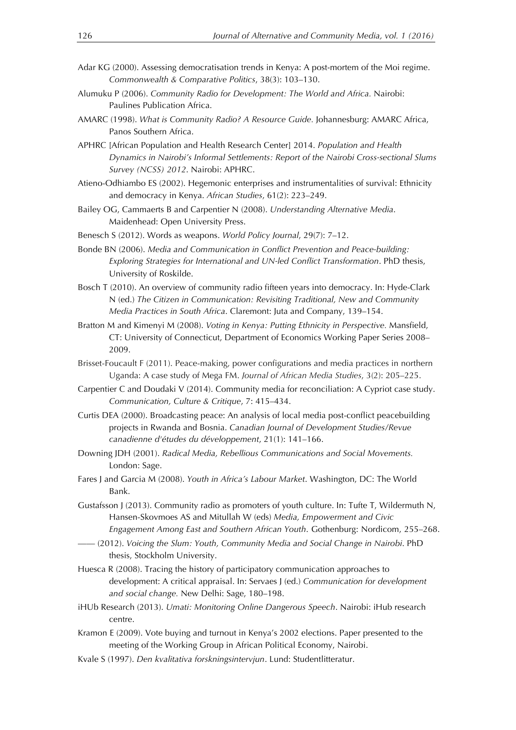Adar KG (2000). Assessing democratisation trends in Kenya: A post-mortem of the Moi regime. *Commonwealth & Comparative Politics*, 38(3): 103–130.

Alumuku P (2006). *Community Radio for Development: The World and Africa.* Nairobi: Paulines Publication Africa.

AMARC (1998). *What is Community Radio? A Resource Guide.* Johannesburg: AMARC Africa, Panos Southern Africa.

APHRC [African Population and Health Research Center] 2014. *Population and Health Dynamics in Nairobi's Informal Settlements: Report of the Nairobi Cross-sectional Slums Survey (NCSS) 2012*. Nairobi: APHRC.

Atieno-Odhiambo ES (2002). Hegemonic enterprises and instrumentalities of survival: Ethnicity and democracy in Kenya. *African Studies*, 61(2): 223–249.

Bailey OG, Cammaerts B and Carpentier N (2008). *Understanding Alternative Media*. Maidenhead: Open University Press.

Benesch S (2012). Words as weapons. *World Policy Journal*, 29(7): 7–12.

Bonde BN (2006). *Media and Communication in Conflict Prevention and Peace-building: Exploring Strategies for International and UN-led Conflict Transformation*. PhD thesis, University of Roskilde.

Bosch T (2010). An overview of community radio fifteen years into democracy. In: Hyde-Clark N (ed.) *The Citizen in Communication: Revisiting Traditional, New and Community Media Practices in South Africa*. Claremont: Juta and Company, 139–154.

Bratton M and Kimenyi M (2008). *Voting in Kenya: Putting Ethnicity in Perspective.* Mansfield, CT: University of Connecticut, Department of Economics Working Paper Series 2008–2009.

Brisset-Foucault F (2011). Peace-making, power configurations and media practices in northern Uganda: A case study of Mega FM. *Journal of African Media Studies*, 3(2): 205–225.

Carpentier C and Doudaki V (2014). Community media for reconciliation: A Cypriot case study. *Communication, Culture & Critique*, 7: 415–434.

Curtis DEA (2000). Broadcasting peace: An analysis of local media post-conflict peacebuilding projects in Rwanda and Bosnia. *Canadian Journal of Development Studies/Revue canadienne d'études du développement*, 21(1): 141–166.

Downing JDH (2001). *Radical Media, Rebellious Communications and Social Movements.* London: Sage.

Fares J and Garcia M (2008). *Youth in Africa's Labour Market*. Washington, DC: The World Bank.

Gustafsson J (2013). Community radio as promoters of youth culture. In: Tufte T, Wildermuth N, Hansen-Skovmoes AS and Mitullah W (eds) *Media, Empowerment and Civic Engagement Among East and Southern African Youth.* Gothenburg: Nordicom, 255–268.

—— (2012). *Voicing the Slum: Youth, Community Media and Social Change in Nairobi*. PhD thesis, Stockholm University.

Huesca R (2008). Tracing the history of participatory communication approaches to development: A critical appraisal. In: Servaes J (ed.) *Communication for development and social change.* New Delhi: Sage, 180–198.

iHUb Research (2013). *Umati: Monitoring Online Dangerous Speech*. Nairobi: iHub research centre.

Kramon E (2009). Vote buying and turnout in Kenya's 2002 elections. Paper presented to the meeting of the Working Group in African Political Economy, Nairobi.

Kvale S (1997). *Den kvalitativa forskningsintervjun*. Lund: Studentlitteratur.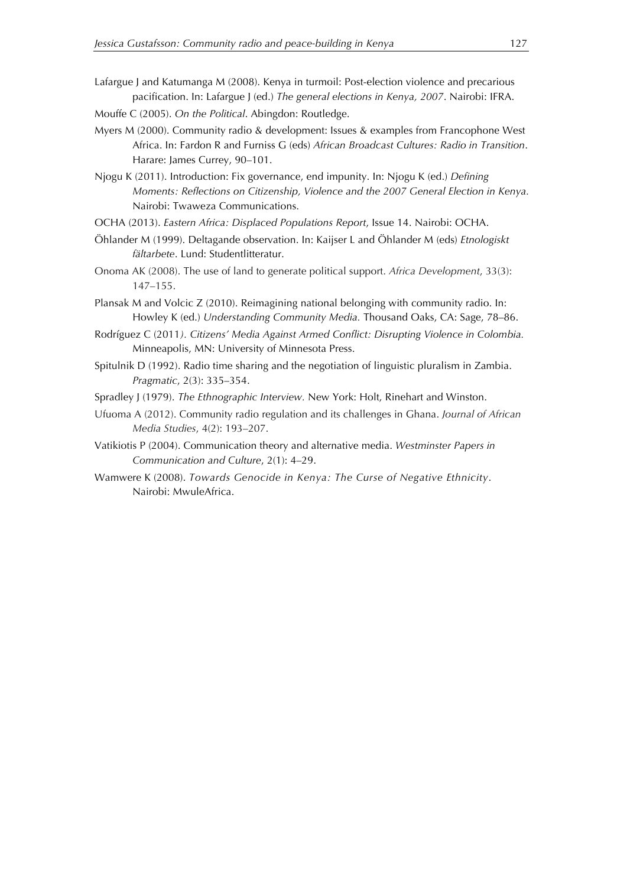Lafargue J and Katumanga M (2008). Kenya in turmoil: Post-election violence and precarious pacification. In: Lafargue J (ed.) *The general elections in Kenya, 2007*. Nairobi: IFRA.

Mouffe C (2005). *On the Political*. Abingdon: Routledge.

Myers M (2000). Community radio & development: Issues & examples from Francophone West Africa. In: Fardon R and Furniss G (eds) *African Broadcast Cultures: Radio in Transition.* Harare: James Currey, 90–101.

Njogu K (2011). Introduction: Fix governance, end impunity. In: Njogu K (ed.) *Defining Moments: Reflections on Citizenship, Violence and the 2007 General Election in Kenya.* Nairobi: Twaweza Communications.

OCHA (2013). *Eastern Africa: Displaced Populations Report*, Issue 14. Nairobi: OCHA.

Öhlander M (1999). Deltagande observation. In: Kaijser L and Öhlander M (eds) *Etnologiskt fältarbete*. Lund: Studentlitteratur.

Onoma AK (2008). The use of land to generate political support. *Africa Development*, 33(3): 147–155.

Plansak M and Volcic Z (2010). Reimagining national belonging with community radio. In: Howley K (ed.) *Understanding Community Media.* Thousand Oaks, CA: Sage, 78–86.

Rodríguez C (2011*). Citizens' Media Against Armed Conflict: Disrupting Violence in Colombia.* Minneapolis, MN: University of Minnesota Press.

Spitulnik D (1992). Radio time sharing and the negotiation of linguistic pluralism in Zambia. *Pragmatic*, 2(3): 335–354.

Spradley J (1979). *The Ethnographic Interview.* New York: Holt, Rinehart and Winston.

Ufuoma A (2012). Community radio regulation and its challenges in Ghana. *Journal of African Media Studies*, 4(2): 193–207.

Vatikiotis P (2004). Communication theory and alternative media. *Westminster Papers in Communication and Culture*, 2(1): 4–29.

Wamwere K (2008). *Towards Genocide in Kenya: The Curse of Negative Ethnicity*. Nairobi: MwuleAfrica.